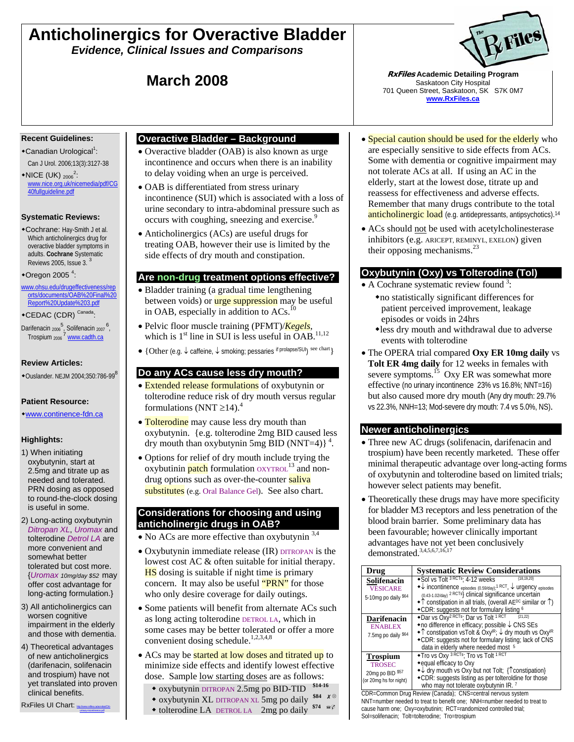# Anticholinergics for Overactive Bladder

***Evidence, Clinical Issues and Comparisons***

## March 2008

***RxFiles*** **Academic Detailing Program**
Saskatoon City Hospital
701 Queen Street, Saskatoon, SK S7K 0M7
**www.RxFiles.ca**

**Recent Guidelines:**

- Canadian Urological[1]: Can J Urol. 2006;13(3):3127-38
- NICE (UK) 2006[2]: www.nice.org.uk/nicemedia/pdf/CG40fullguideline.pdf

**Systematic Reviews:**

- Cochrane: Hay-Smith J et al. Which anticholinergics drug for overactive bladder symptoms in adults. **Cochrane** Systematic Reviews 2005, Issue 3. [3]
- Oregon 2005 [4]: www.ohsu.edu/drugeffectiveness/reports/documents/OAB%20Final%20Report%20Update%203.pdf
- CEDAC (CDR) Canada: Darifenacin 2006 [5], Solifenacin 2007 [6], Trospium 2006 [7] www.cadth.ca

**Review Articles:**

- Ouslander. NEJM 2004;350:786-99[8]

**Patient Resource:**

- www.continence-fdn.ca

**Highlights:**

1) When initiating oxybutynin, start at 2.5mg and titrate up as needed and tolerated. PRN dosing as opposed to round-the-clock dosing is useful in some.
2) Long-acting oxybutynin *Ditropan XL*, *Uromax* and tolterodine *Detrol LA* are more convenient and somewhat better tolerated but cost more. {*Uromax 10mg/day $52* may offer cost advantage for long-acting formulation.}
3) All anticholinergics can worsen cognitive impairment in the elderly and those with dementia.
4) Theoretical advantages of new anticholinergics (darifenacin, solifenacin and trospium) have not yet translated into proven clinical benefits.

RxFiles UI Chart: http://www.rxfiles.ca/acrobat/Cht-urinary-incontinence.pdf

## Overactive Bladder – Background

- Overactive bladder (OAB) is also known as urge incontinence and occurs when there is an inability to delay voiding when an urge is perceived.
- OAB is differentiated from stress urinary incontinence (SUI) which is associated with a loss of urine secondary to intra-abdominal pressure such as occurs with coughing, sneezing and exercise.[9]
- Anticholinergics (ACs) are useful drugs for treating OAB, however their use is limited by the side effects of dry mouth and constipation.

## Are non-drug treatment options effective?

- Bladder training (a gradual time lengthening between voids) or urge suppression may be useful in OAB, especially in addition to ACs.[10]
- Pelvic floor muscle training (PFMT)/*Kegels*, which is 1st line in SUI is less useful in OAB.[11,12]
- {Other (e.g. ↓ caffeine, ↓ smoking; pessaries if prolapse/SUI) see chart}

## Do any ACs cause less dry mouth?

- Extended release formulations of oxybutynin or tolterodine reduce risk of dry mouth versus regular formulations (NNT ≥14).[4]
- Tolterodine may cause less dry mouth than oxybutynin. {e.g. tolterodine 2mg BID caused less dry mouth than oxybutynin 5mg BID (NNT=4)} [4].
- Options for relief of dry mouth include trying the oxybutinin patch formulation OXYTROL[13] and non-drug options such as over-the-counter saliva substitutes (e.g. Oral Balance Gel). See also chart.

## Considerations for choosing and using anticholinergic drugs in OAB?

- No ACs are more effective than oxybutynin [3,4]
- Oxybutynin immediate release (IR) DITROPAN is the lowest cost AC & often suitable for initial therapy. HS dosing is suitable if night time is primary concern. It may also be useful "PRN" for those who only desire coverage for daily outings.
- Some patients will benefit from alternate ACs such as long acting tolterodine DETROL LA, which in some cases may be better tolerated or offer a more convenient dosing schedule.[1,2,3,4,8]
- ACs may be started at low doses and titrated up to minimize side effects and identify lowest effective dose. Sample low starting doses are as follows:
  - oxybutynin DITROPAN 2.5mg po BID-TID $14-16
  - oxybutynin XL DITROPAN XL 5mg po daily $84
  - tolterodine LA DETROL LA 2mg po daily $74

- Special caution should be used for the elderly who are especially sensitive to side effects from ACs. Some with dementia or cognitive impairment may not tolerate ACs at all. If using an AC in the elderly, start at the lowest dose, titrate up and reassess for effectiveness and adverse effects. Remember that many drugs contribute to the total anticholinergic load (e.g. antidepressants, antipsychotics).[14]
- ACs should not be used with acetylcholinesterase inhibitors (e.g. ARICEPT, REMINYL, EXELON) given their opposing mechanisms.[23]

## Oxybutynin (Oxy) vs Tolterodine (Tol)

- A Cochrane systematic review found [3]:
  - no statistically significant differences for patient perceived improvement, leakage episodes or voids in 24hrs
  - less dry mouth and withdrawal due to adverse events with tolterodine
- The OPERA trial compared **Oxy ER 10mg daily** vs **Tolt ER 4mg daily** for 12 weeks in females with severe symptoms.[15] Oxy ER was somewhat more effective (no urinary incontinence 23% vs 16.8%; NNT=16) but also caused more dry mouth (Any dry mouth: 29.7% vs 22.3%, NNH=13; Mod-severe dry mouth: 7.4 vs 5.0%, NS).

## Newer anticholinergics

- Three new AC drugs (solifenacin, darifenacin and trospium) have been recently marketed. These offer minimal therapeutic advantage over long-acting forms of oxybutynin and tolterodine based on limited trials; however select patients may benefit.
- Theoretically these drugs may have more specificity for bladder M3 receptors and less penetration of the blood brain barrier. Some preliminary data has been favourable; however clinically important advantages have not yet been conclusively demonstrated.[3,4,5,6,7,16,17]

| Drug | Systematic Review Considerations |
|---|---|
| **Solifenacin** VESICARE 5-10mg po daily $64 | Sol vs Tolt [3 RCTs]; 4-12 weeks [18,19,20]<br>↓ incontinence episodes (0.59/day);[1 RCT], ↓ urgency episodes (0.43-1.02/day) [2 RCTs]} clinical significance uncertain<br>↑ constipation in all trials, (overall AE[DC] similar or ↑)<br>CDR: suggests not for formulary listing [6] |
| **Darifenacin** ENABLEX 7.5mg po daily $64 | Dar vs Oxy[2 RCTs]; Dar vs Tolt [1 RCT] [21,22]<br>no difference in efficacy; possible ↓ CNS SEs<br>↑ constipation vsTolt & Oxy[IR]; ↓ dry mouth vs Oxy[IR]<br>CDR: suggests not for formulary listing; lack of CNS data in elderly where needed most [5] |
| **Trospium** TROSEC 20mg po BID $57 (or 20mg hs for night) | Tro vs Oxy [3 RCTs]; Tro vs Tolt [1 RCT]<br>equal efficacy to Oxy<br>↓ dry mouth vs Oxy but not Tolt; {↑constipation}<br>CDR: suggests listing as per tolteroldine for those who may not tolerate oxybutynin IR. [7] |

CDR=Common Drug Review (Canada); CNS=central nervous system
NNT=number needed to treat to benefit one; NNH=number needed to treat to cause harm one; Oxy=oxybutinin; RCT=randomized controlled trial; Sol=solifenacin; Tolt=tolterodine; Tro=trospium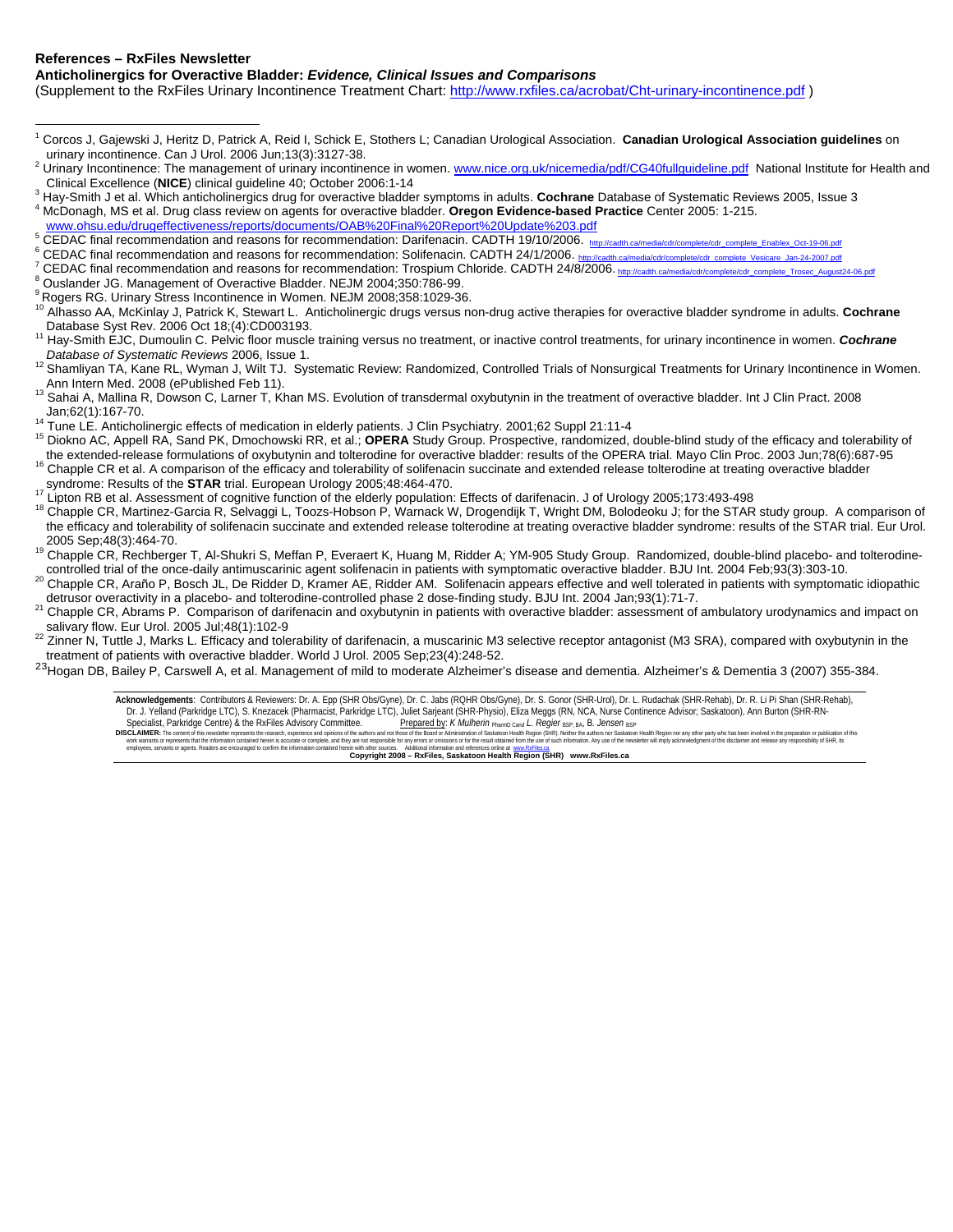**References – RxFiles Newsletter**

**Anticholinergics for Overactive Bladder: *Evidence, Clinical Issues and Comparisons***

(Supplement to the RxFiles Urinary Incontinence Treatment Chart: http://www.rxfiles.ca/acrobat/Cht-urinary-incontinence.pdf )

[1] Corcos J, Gajewski J, Heritz D, Patrick A, Reid I, Schick E, Stothers L; Canadian Urological Association. **Canadian Urological Association guidelines** on urinary incontinence. Can J Urol. 2006 Jun;13(3):3127-38.

[2] Urinary Incontinence: The management of urinary incontinence in women. www.nice.org.uk/nicemedia/pdf/CG40fullguideline.pdf National Institute for Health and Clinical Excellence (**NICE**) clinical guideline 40; October 2006:1-14

[3] Hay-Smith J et al. Which anticholinergics drug for overactive bladder symptoms in adults. **Cochrane** Database of Systematic Reviews 2005, Issue 3

[4] McDonagh, MS et al. Drug class review on agents for overactive bladder. **Oregon Evidence-based Practice** Center 2005: 1-215. www.ohsu.edu/drugeffectiveness/reports/documents/OAB%20Final%20Report%20Update%203.pdf

[5] CEDAC final recommendation and reasons for recommendation: Darifenacin. CADTH 19/10/2006. http://cadth.ca/media/cdr/complete/cdr_complete_Enablex_Oct-19-06.pdf

[6] CEDAC final recommendation and reasons for recommendation: Solifenacin. CADTH 24/1/2006. http://cadth.ca/media/cdr/complete/cdr_complete_Vesicare_Jan-24-2007.pdf

[7] CEDAC final recommendation and reasons for recommendation: Trospium Chloride. CADTH 24/8/2006. http://cadth.ca/media/cdr/complete/cdr_complete_Trosec_August24-06.pdf

[8] Ouslander JG. Management of Overactive Bladder. NEJM 2004;350:786-99.

[9] Rogers RG. Urinary Stress Incontinence in Women. NEJM 2008;358:1029-36.

[10] Alhasso AA, McKinlay J, Patrick K, Stewart L. Anticholinergic drugs versus non-drug active therapies for overactive bladder syndrome in adults. **Cochrane** Database Syst Rev. 2006 Oct 18;(4):CD003193.

[11] Hay-Smith EJC, Dumoulin C. Pelvic floor muscle training versus no treatment, or inactive control treatments, for urinary incontinence in women. ***Cochrane*** *Database of Systematic Reviews* 2006, Issue 1.

[12] Shamliyan TA, Kane RL, Wyman J, Wilt TJ. Systematic Review: Randomized, Controlled Trials of Nonsurgical Treatments for Urinary Incontinence in Women. Ann Intern Med. 2008 (ePublished Feb 11).

[13] Sahai A, Mallina R, Dowson C, Larner T, Khan MS. Evolution of transdermal oxybutynin in the treatment of overactive bladder. Int J Clin Pract. 2008 Jan;62(1):167-70.

[14] Tune LE. Anticholinergic effects of medication in elderly patients. J Clin Psychiatry. 2001;62 Suppl 21:11-4

[15] Diokno AC, Appell RA, Sand PK, Dmochowski RR, et al.; **OPERA** Study Group. Prospective, randomized, double-blind study of the efficacy and tolerability of the extended-release formulations of oxybutynin and tolterodine for overactive bladder: results of the OPERA trial. Mayo Clin Proc. 2003 Jun;78(6):687-95

[16] Chapple CR et al. A comparison of the efficacy and tolerability of solifenacin succinate and extended release tolterodine at treating overactive bladder syndrome: Results of the **STAR** trial. European Urology 2005;48:464-470.

[17] Lipton RB et al. Assessment of cognitive function of the elderly population: Effects of darifenacin. J of Urology 2005;173:493-498

[18] Chapple CR, Martinez-Garcia R, Selvaggi L, Toozs-Hobson P, Warnack W, Drogendijk T, Wright DM, Bolodeoku J; for the STAR study group. A comparison of the efficacy and tolerability of solifenacin succinate and extended release tolterodine at treating overactive bladder syndrome: results of the STAR trial. Eur Urol. 2005 Sep;48(3):464-70.

[19] Chapple CR, Rechberger T, Al-Shukri S, Meffan P, Everaert K, Huang M, Ridder A; YM-905 Study Group. Randomized, double-blind placebo- and tolterodine-controlled trial of the once-daily antimuscarinic agent solifenacin in patients with symptomatic overactive bladder. BJU Int. 2004 Feb;93(3):303-10.

[20] Chapple CR, Araño P, Bosch JL, De Ridder D, Kramer AE, Ridder AM. Solifenacin appears effective and well tolerated in patients with symptomatic idiopathic detrusor overactivity in a placebo- and tolterodine-controlled phase 2 dose-finding study. BJU Int. 2004 Jan;93(1):71-7.

[21] Chapple CR, Abrams P. Comparison of darifenacin and oxybutynin in patients with overactive bladder: assessment of ambulatory urodynamics and impact on salivary flow. Eur Urol. 2005 Jul;48(1):102-9

[22] Zinner N, Tuttle J, Marks L. Efficacy and tolerability of darifenacin, a muscarinic M3 selective receptor antagonist (M3 SRA), compared with oxybutynin in the treatment of patients with overactive bladder. World J Urol. 2005 Sep;23(4):248-52.

[23] Hogan DB, Bailey P, Carswell A, et al. Management of mild to moderate Alzheimer's disease and dementia. Alzheimer's & Dementia 3 (2007) 355-384.

**Acknowledgements**: Contributors & Reviewers: Dr. A. Epp (SHR Obs/Gyne), Dr. C. Jabs (RQHR Obs/Gyne), Dr. S. Gonor (SHR-Urol), Dr. L. Rudachak (SHR-Rehab), Dr. R. Li Pi Shan (SHR-Rehab), Dr. J. Yelland (Parkridge LTC), S. Knezacek (Pharmacist, Parkridge LTC), Juliet Sarjeant (SHR-Physio), Eliza Meggs (RN, NCA, Nurse Continence Advisor; Saskatoon), Ann Burton (SHR-RN-Specialist, Parkridge Centre) & the RxFiles Advisory Committee. Prepared by: *K Mulherin* PharmD Cand *L. Regier* BSP, BA, B. *Jensen* BSP

**DISCLAIMER:** The content of this newsletter represents the research, experience and opinions of the authors and not those of the Board or Administration of Saskatoon Health Region (SHR). Neither the authors nor Saskatoon Health Region nor any other party who has been involved in the preparation or publication of this work warrants or represents that the information contained herein is accurate or complete, and they are not responsible for any errors or omissions or for the result obtained from the use of such information. Any use of the newsletter will imply acknowledgment of this disclaimer and release any responsibility of SHR, its employees, servants or agents. Readers are encouraged to confirm the information contained herein with other sources. Additional information and references online at www.RxFiles.ca

**Copyright 2008 – RxFiles, Saskatoon Health Region (SHR) www.RxFiles.ca**